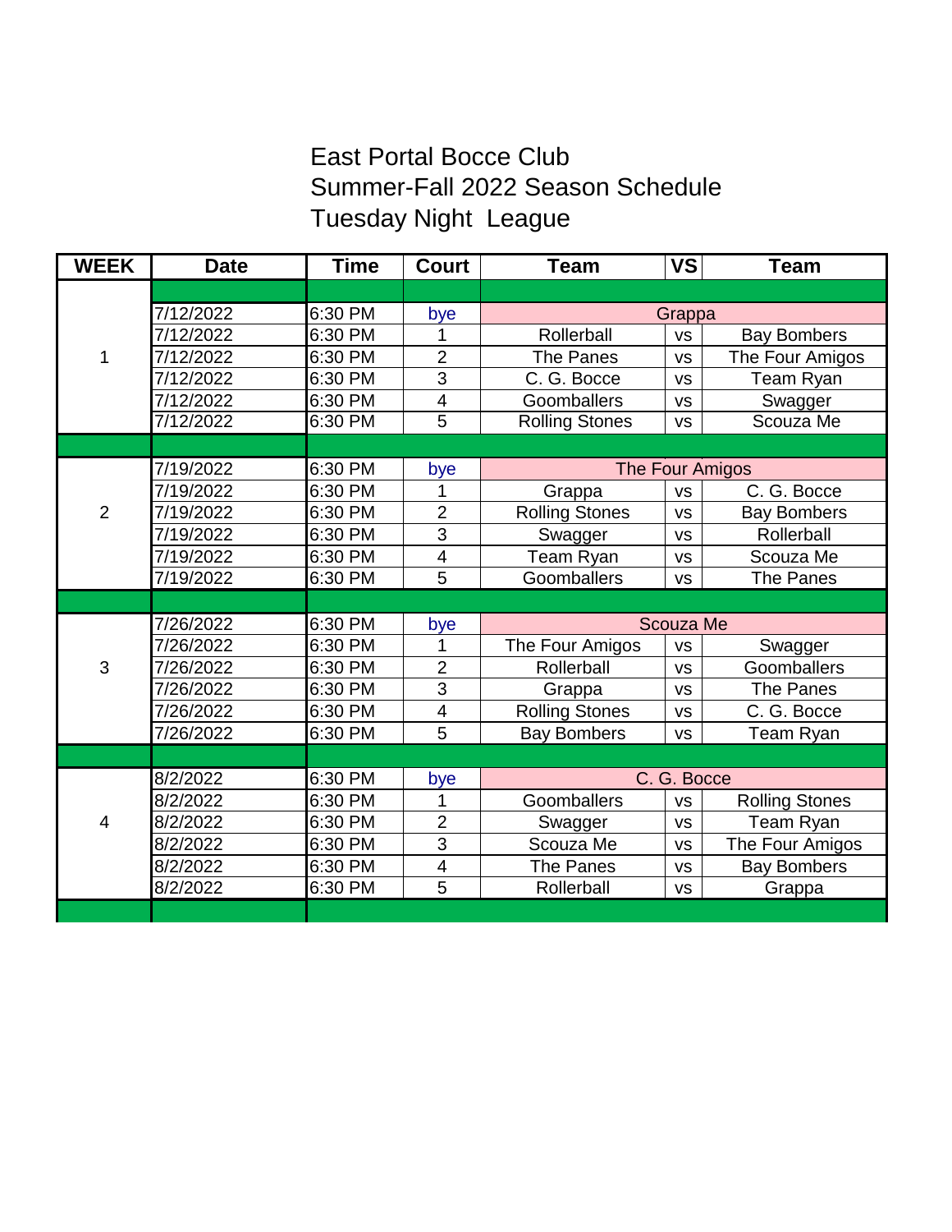# East Portal Bocce Club
## Summer-Fall 2022 Season Schedule
## Tuesday Night League

| WEEK | Date | Time | Court | Team | VS | Team |
|---|---|---|---|---|---|---|
| 1 | 7/12/2022 | 6:30 PM | bye | Grappa | | |
| | 7/12/2022 | 6:30 PM | 1 | Rollerball | vs | Bay Bombers |
| | 7/12/2022 | 6:30 PM | 2 | The Panes | vs | The Four Amigos |
| | 7/12/2022 | 6:30 PM | 3 | C. G. Bocce | vs | Team Ryan |
| | 7/12/2022 | 6:30 PM | 4 | Goomballers | vs | Swagger |
| | 7/12/2022 | 6:30 PM | 5 | Rolling Stones | vs | Scouza Me |
| 2 | 7/19/2022 | 6:30 PM | bye | The Four Amigos | | |
| | 7/19/2022 | 6:30 PM | 1 | Grappa | vs | C. G. Bocce |
| | 7/19/2022 | 6:30 PM | 2 | Rolling Stones | vs | Bay Bombers |
| | 7/19/2022 | 6:30 PM | 3 | Swagger | vs | Rollerball |
| | 7/19/2022 | 6:30 PM | 4 | Team Ryan | vs | Scouza Me |
| | 7/19/2022 | 6:30 PM | 5 | Goomballers | vs | The Panes |
| 3 | 7/26/2022 | 6:30 PM | bye | Scouza Me | | |
| | 7/26/2022 | 6:30 PM | 1 | The Four Amigos | vs | Swagger |
| | 7/26/2022 | 6:30 PM | 2 | Rollerball | vs | Goomballers |
| | 7/26/2022 | 6:30 PM | 3 | Grappa | vs | The Panes |
| | 7/26/2022 | 6:30 PM | 4 | Rolling Stones | vs | C. G. Bocce |
| | 7/26/2022 | 6:30 PM | 5 | Bay Bombers | vs | Team Ryan |
| 4 | 8/2/2022 | 6:30 PM | bye | C. G. Bocce | | |
| | 8/2/2022 | 6:30 PM | 1 | Goomballers | vs | Rolling Stones |
| | 8/2/2022 | 6:30 PM | 2 | Swagger | vs | Team Ryan |
| | 8/2/2022 | 6:30 PM | 3 | Scouza Me | vs | The Four Amigos |
| | 8/2/2022 | 6:30 PM | 4 | The Panes | vs | Bay Bombers |
| | 8/2/2022 | 6:30 PM | 5 | Rollerball | vs | Grappa |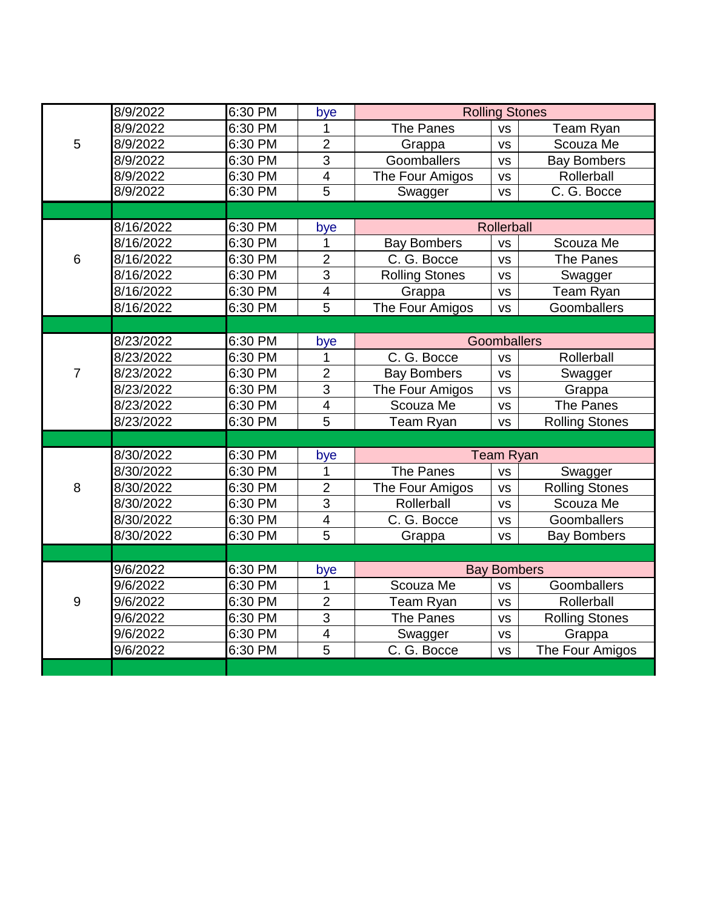| Week | Date | Time | Court | Team | vs | Team |
|---|---|---|---|---|---|---|
| 5 | 8/9/2022 | 6:30 PM | bye | Rolling Stones | | |
| | 8/9/2022 | 6:30 PM | 1 | The Panes | vs | Team Ryan |
| | 8/9/2022 | 6:30 PM | 2 | Grappa | vs | Scouza Me |
| | 8/9/2022 | 6:30 PM | 3 | Goomballers | vs | Bay Bombers |
| | 8/9/2022 | 6:30 PM | 4 | The Four Amigos | vs | Rollerball |
| | 8/9/2022 | 6:30 PM | 5 | Swagger | vs | C. G. Bocce |
| 6 | 8/16/2022 | 6:30 PM | bye | Rollerball | | |
| | 8/16/2022 | 6:30 PM | 1 | Bay Bombers | vs | Scouza Me |
| | 8/16/2022 | 6:30 PM | 2 | C. G. Bocce | vs | The Panes |
| | 8/16/2022 | 6:30 PM | 3 | Rolling Stones | vs | Swagger |
| | 8/16/2022 | 6:30 PM | 4 | Grappa | vs | Team Ryan |
| | 8/16/2022 | 6:30 PM | 5 | The Four Amigos | vs | Goomballers |
| 7 | 8/23/2022 | 6:30 PM | bye | Goomballers | | |
| | 8/23/2022 | 6:30 PM | 1 | C. G. Bocce | vs | Rollerball |
| | 8/23/2022 | 6:30 PM | 2 | Bay Bombers | vs | Swagger |
| | 8/23/2022 | 6:30 PM | 3 | The Four Amigos | vs | Grappa |
| | 8/23/2022 | 6:30 PM | 4 | Scouza Me | vs | The Panes |
| | 8/23/2022 | 6:30 PM | 5 | Team Ryan | vs | Rolling Stones |
| 8 | 8/30/2022 | 6:30 PM | bye | Team Ryan | | |
| | 8/30/2022 | 6:30 PM | 1 | The Panes | vs | Swagger |
| | 8/30/2022 | 6:30 PM | 2 | The Four Amigos | vs | Rolling Stones |
| | 8/30/2022 | 6:30 PM | 3 | Rollerball | vs | Scouza Me |
| | 8/30/2022 | 6:30 PM | 4 | C. G. Bocce | vs | Goomballers |
| | 8/30/2022 | 6:30 PM | 5 | Grappa | vs | Bay Bombers |
| 9 | 9/6/2022 | 6:30 PM | bye | Bay Bombers | | |
| | 9/6/2022 | 6:30 PM | 1 | Scouza Me | vs | Goomballers |
| | 9/6/2022 | 6:30 PM | 2 | Team Ryan | vs | Rollerball |
| | 9/6/2022 | 6:30 PM | 3 | The Panes | vs | Rolling Stones |
| | 9/6/2022 | 6:30 PM | 4 | Swagger | vs | Grappa |
| | 9/6/2022 | 6:30 PM | 5 | C. G. Bocce | vs | The Four Amigos |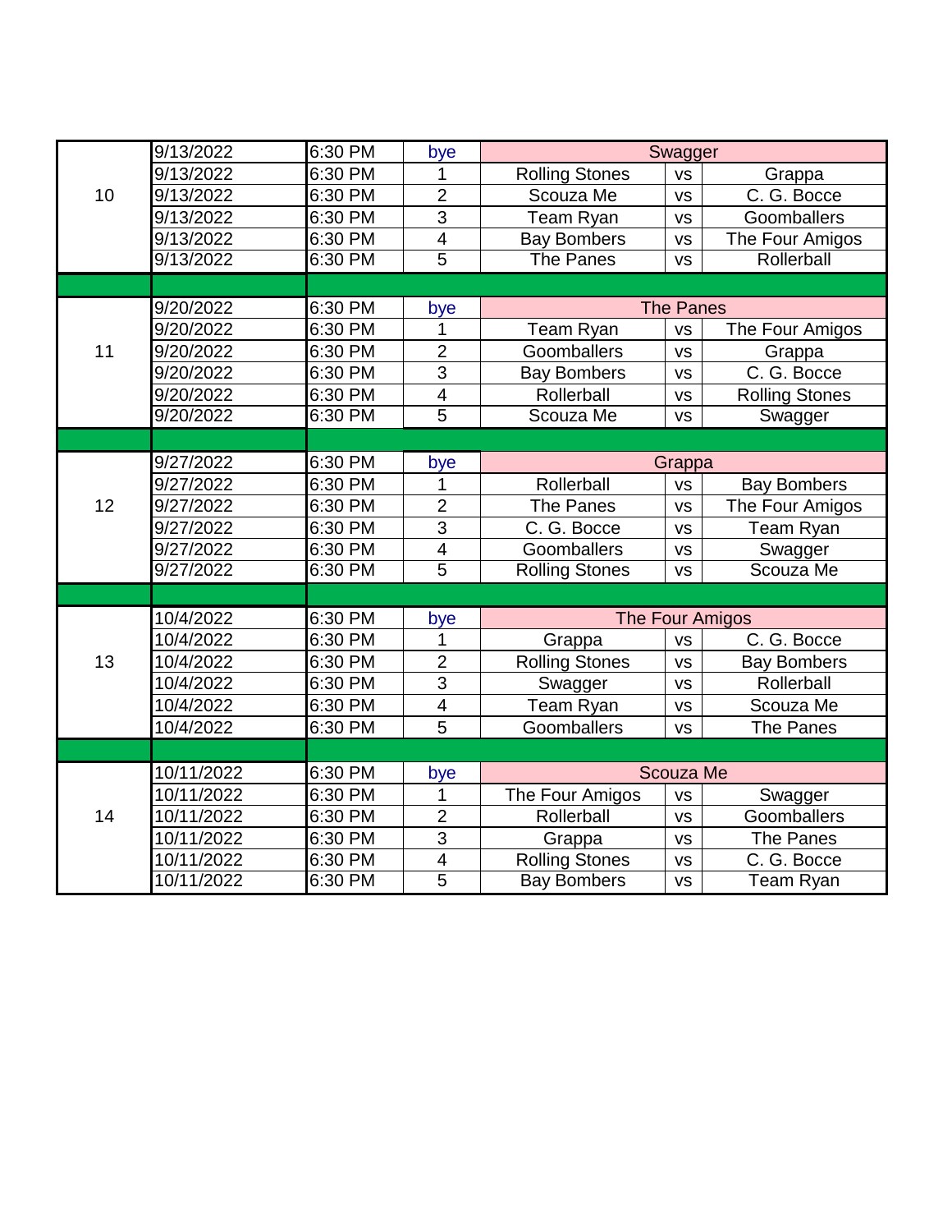| | | | | | | |
|---|---|---|---|---|---|---|
| 10 | 9/13/2022 | 6:30 PM | bye | Swagger | | |
| | 9/13/2022 | 6:30 PM | 1 | Rolling Stones | vs | Grappa |
| | 9/13/2022 | 6:30 PM | 2 | Scouza Me | vs | C. G. Bocce |
| | 9/13/2022 | 6:30 PM | 3 | Team Ryan | vs | Goomballers |
| | 9/13/2022 | 6:30 PM | 4 | Bay Bombers | vs | The Four Amigos |
| | 9/13/2022 | 6:30 PM | 5 | The Panes | vs | Rollerball |
| | | | | | | |
| 11 | 9/20/2022 | 6:30 PM | bye | The Panes | | |
| | 9/20/2022 | 6:30 PM | 1 | Team Ryan | vs | The Four Amigos |
| | 9/20/2022 | 6:30 PM | 2 | Goomballers | vs | Grappa |
| | 9/20/2022 | 6:30 PM | 3 | Bay Bombers | vs | C. G. Bocce |
| | 9/20/2022 | 6:30 PM | 4 | Rollerball | vs | Rolling Stones |
| | 9/20/2022 | 6:30 PM | 5 | Scouza Me | vs | Swagger |
| | | | | | | |
| 12 | 9/27/2022 | 6:30 PM | bye | Grappa | | |
| | 9/27/2022 | 6:30 PM | 1 | Rollerball | vs | Bay Bombers |
| | 9/27/2022 | 6:30 PM | 2 | The Panes | vs | The Four Amigos |
| | 9/27/2022 | 6:30 PM | 3 | C. G. Bocce | vs | Team Ryan |
| | 9/27/2022 | 6:30 PM | 4 | Goomballers | vs | Swagger |
| | 9/27/2022 | 6:30 PM | 5 | Rolling Stones | vs | Scouza Me |
| | | | | | | |
| 13 | 10/4/2022 | 6:30 PM | bye | The Four Amigos | | |
| | 10/4/2022 | 6:30 PM | 1 | Grappa | vs | C. G. Bocce |
| | 10/4/2022 | 6:30 PM | 2 | Rolling Stones | vs | Bay Bombers |
| | 10/4/2022 | 6:30 PM | 3 | Swagger | vs | Rollerball |
| | 10/4/2022 | 6:30 PM | 4 | Team Ryan | vs | Scouza Me |
| | 10/4/2022 | 6:30 PM | 5 | Goomballers | vs | The Panes |
| | | | | | | |
| 14 | 10/11/2022 | 6:30 PM | bye | Scouza Me | | |
| | 10/11/2022 | 6:30 PM | 1 | The Four Amigos | vs | Swagger |
| | 10/11/2022 | 6:30 PM | 2 | Rollerball | vs | Goomballers |
| | 10/11/2022 | 6:30 PM | 3 | Grappa | vs | The Panes |
| | 10/11/2022 | 6:30 PM | 4 | Rolling Stones | vs | C. G. Bocce |
| | 10/11/2022 | 6:30 PM | 5 | Bay Bombers | vs | Team Ryan |